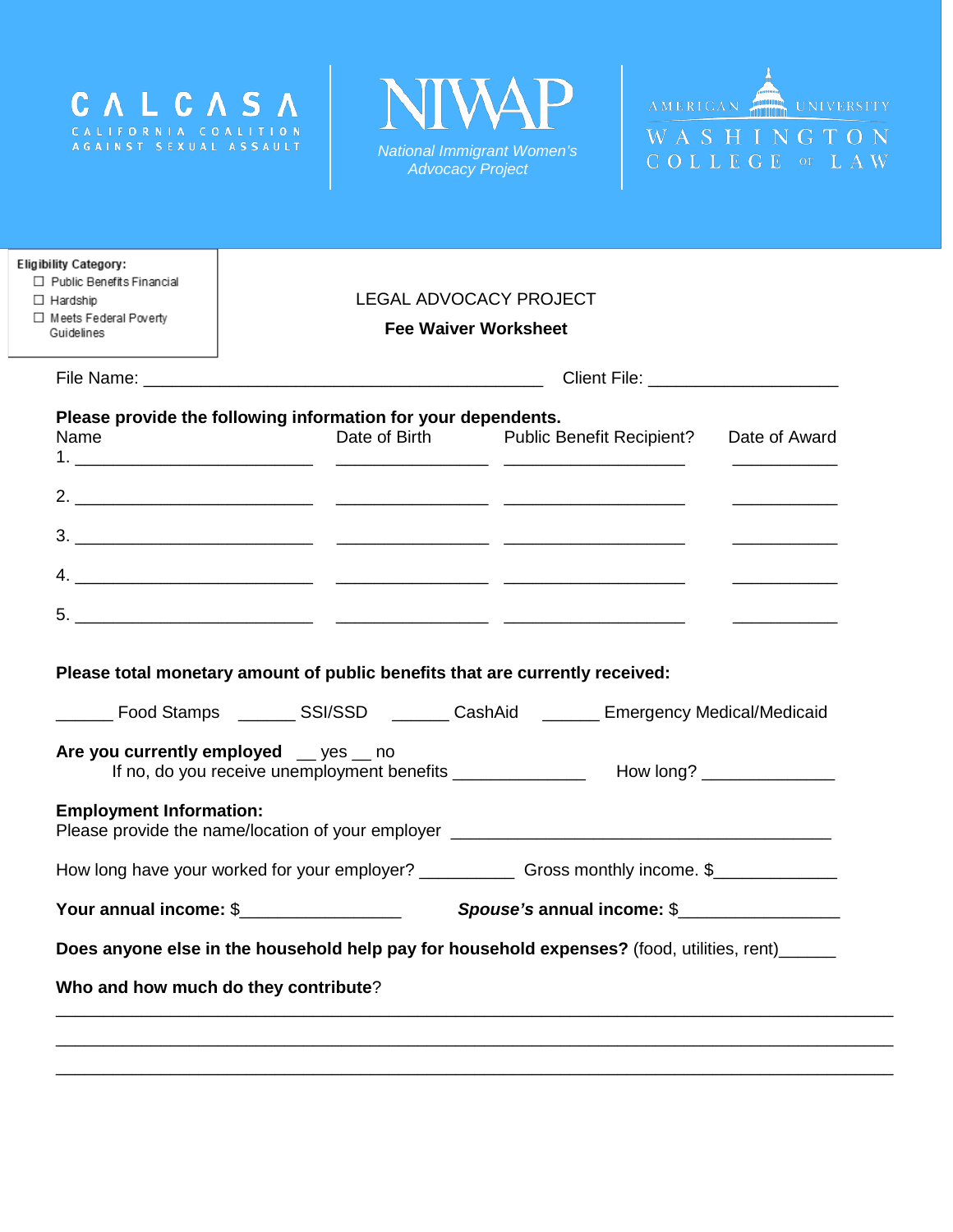CALCASA
CALIFORNIA COALITION AGAINST SEXUAL ASSAULT

NIWAP
*National Immigrant Women's Advocacy Project*

AMERICAN UNIVERSITY
WASHINGTON COLLEGE OF LAW

**Eligibility Category:**
- ☐ Public Benefits Financial
- ☐ Hardship
- ☐ Meets Federal Poverty Guidelines

LEGAL ADVOCACY PROJECT

**Fee Waiver Worksheet**

File Name: ___________________________________________ Client File: ____________________

**Please provide the following information for your dependents.**

| Name | Date of Birth | Public Benefit Recipient? | Date of Award |
|---|---|---|---|
| 1. _________________________ | ________________ | ___________________ | ___________ |
| 2. _________________________ | ________________ | ___________________ | ___________ |
| 3. _________________________ | ________________ | ___________________ | ___________ |
| 4. _________________________ | ________________ | ___________________ | ___________ |
| 5. _________________________ | ________________ | ___________________ | ___________ |

**Please total monetary amount of public benefits that are currently received:**

______ Food Stamps ______ SSI/SSD ______ CashAid ______ Emergency Medical/Medicaid

**Are you currently employed** __ yes __ no
If no, do you receive unemployment benefits ______________ How long? ______________

**Employment Information:**
Please provide the name/location of your employer ________________________________________

How long have your worked for your employer? __________ Gross monthly income. $_____________

**Your annual income:** $_________________ ***Spouse's*** **annual income:** $_________________

**Does anyone else in the household help pay for household expenses?** (food, utilities, rent)______

**Who and how much do they contribute**?

______________________________________________________________________________

______________________________________________________________________________

______________________________________________________________________________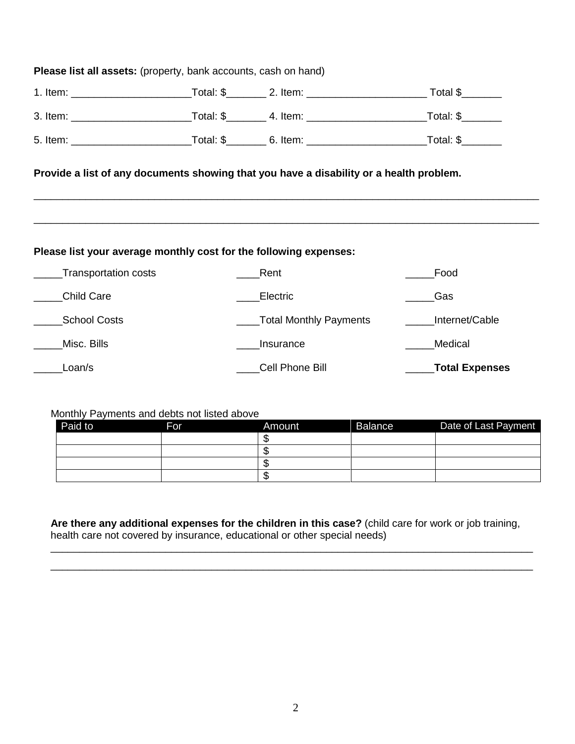**Please list all assets:** (property, bank accounts, cash on hand)

1. Item: _____________________Total: $_______ 2. Item: _____________________ Total $_______

3. Item: _____________________Total: $_______ 4. Item: _____________________Total: $_______

5. Item: _____________________Total: $_______ 6. Item: _____________________Total: $_______

**Provide a list of any documents showing that you have a disability or a health problem.**

_____________________________________________________________________________________

_____________________________________________________________________________________

**Please list your average monthly cost for the following expenses:**

_____Transportation costs ____Rent _____Food

_____Child Care ____Electric _____Gas

_____School Costs ____Total Monthly Payments _____Internet/Cable

_____Misc. Bills ____Insurance _____Medical

_____Loan/s ____Cell Phone Bill _____**Total Expenses**

Monthly Payments and debts not listed above

| Paid to | For | Amount | Balance | Date of Last Payment |
|---|---|---|---|---|
| | | $ | | |
| | | $ | | |
| | | $ | | |
| | | $ | | |

**Are there any additional expenses for the children in this case?** (child care for work or job training, health care not covered by insurance, educational or other special needs)

_____________________________________________________________________________________

_____________________________________________________________________________________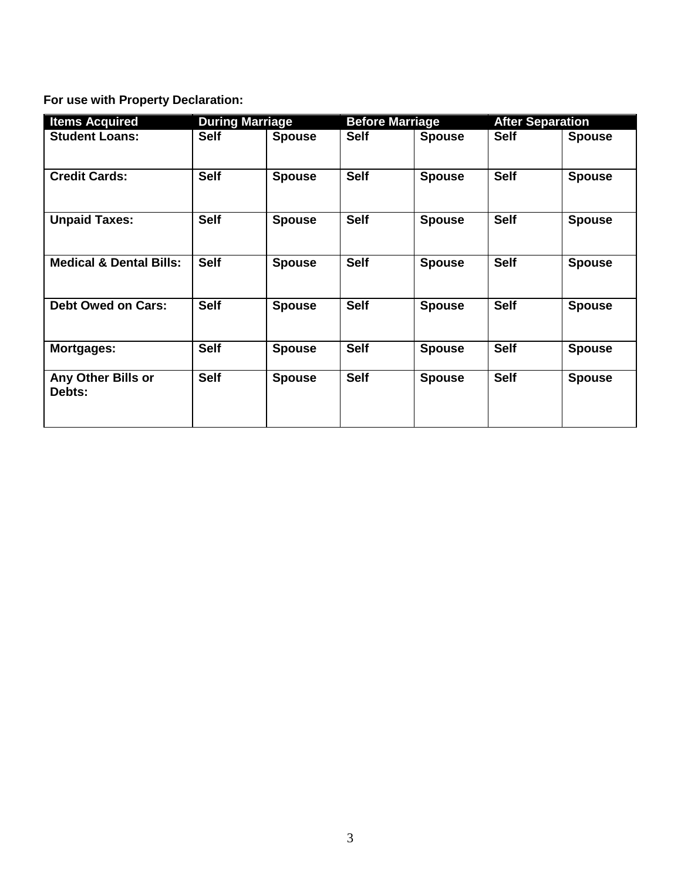**For use with Property Declaration:**

| Items Acquired | During Marriage | | Before Marriage | | After Separation | |
|---|---|---|---|---|---|---|
| **Student Loans:** | **Self** | **Spouse** | **Self** | **Spouse** | **Self** | **Spouse** |
| **Credit Cards:** | **Self** | **Spouse** | **Self** | **Spouse** | **Self** | **Spouse** |
| **Unpaid Taxes:** | **Self** | **Spouse** | **Self** | **Spouse** | **Self** | **Spouse** |
| **Medical & Dental Bills:** | **Self** | **Spouse** | **Self** | **Spouse** | **Self** | **Spouse** |
| **Debt Owed on Cars:** | **Self** | **Spouse** | **Self** | **Spouse** | **Self** | **Spouse** |
| **Mortgages:** | **Self** | **Spouse** | **Self** | **Spouse** | **Self** | **Spouse** |
| **Any Other Bills or Debts:** | **Self** | **Spouse** | **Self** | **Spouse** | **Self** | **Spouse** |